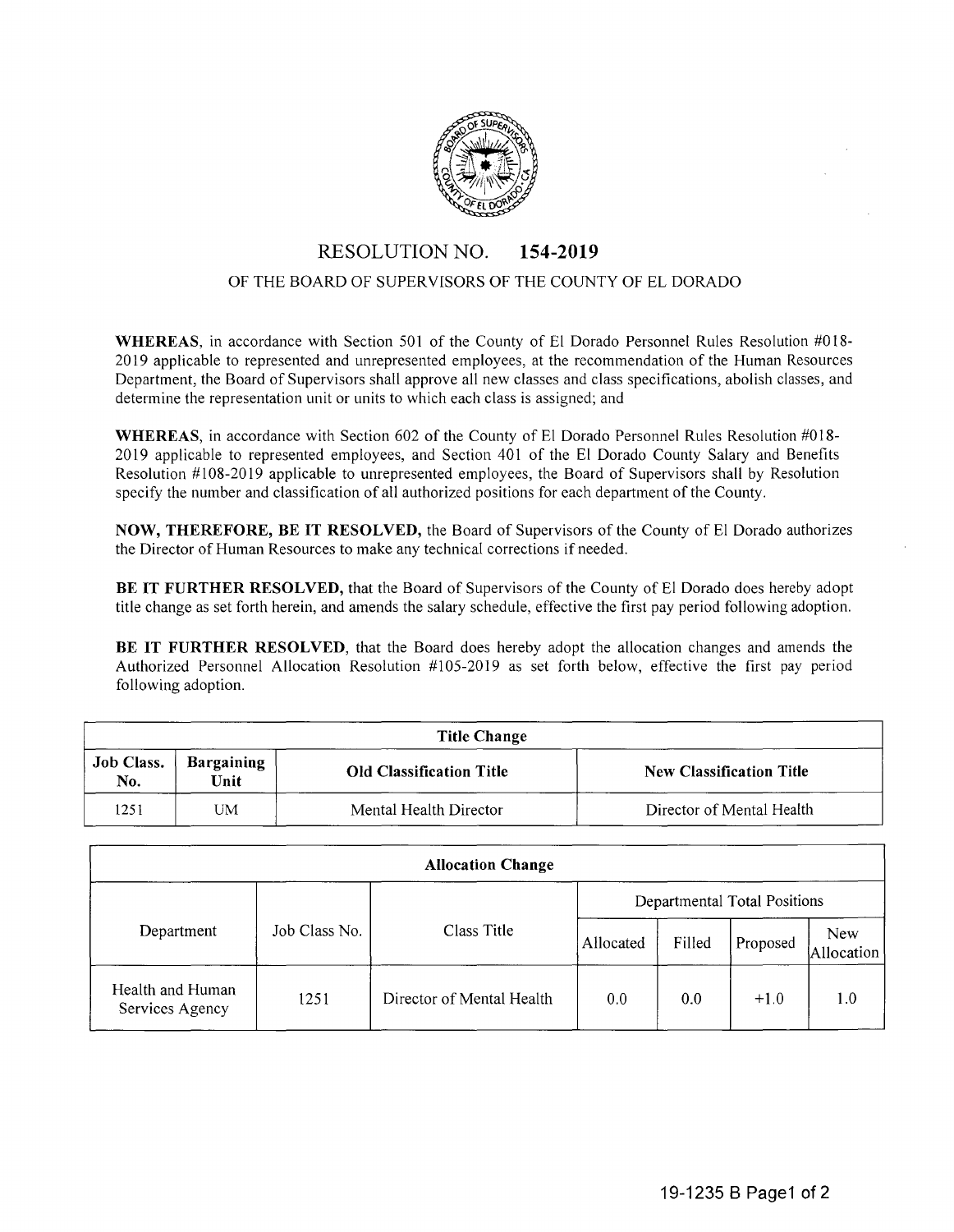# RESOLUTION NO. 154-2019

OF THE BOARD OF SUPERVISORS OF THE COUNTY OF EL DORADO

**WHEREAS**, in accordance with Section 501 of the County of El Dorado Personnel Rules Resolution #018-2019 applicable to represented and unrepresented employees, at the recommendation of the Human Resources Department, the Board of Supervisors shall approve all new classes and class specifications, abolish classes, and determine the representation unit or units to which each class is assigned; and

**WHEREAS**, in accordance with Section 602 of the County of El Dorado Personnel Rules Resolution #018-2019 applicable to represented employees, and Section 401 of the El Dorado County Salary and Benefits Resolution #108-2019 applicable to unrepresented employees, the Board of Supervisors shall by Resolution specify the number and classification of all authorized positions for each department of the County.

**NOW, THEREFORE, BE IT RESOLVED,** the Board of Supervisors of the County of El Dorado authorizes the Director of Human Resources to make any technical corrections if needed.

**BE IT FURTHER RESOLVED,** that the Board of Supervisors of the County of El Dorado does hereby adopt title change as set forth herein, and amends the salary schedule, effective the first pay period following adoption.

**BE IT FURTHER RESOLVED**, that the Board does hereby adopt the allocation changes and amends the Authorized Personnel Allocation Resolution #105-2019 as set forth below, effective the first pay period following adoption.

| **Title Change** | | | |
|---|---|---|---|
| **Job Class. No.** | **Bargaining Unit** | **Old Classification Title** | **New Classification Title** |
| 1251 | UM | Mental Health Director | Director of Mental Health |

| **Allocation Change** | | | | | | |
|---|---|---|---|---|---|---|
| Department | Job Class No. | Class Title | Departmental Total Positions | | | |
| | | | Allocated | Filled | Proposed | New Allocation |
| Health and Human Services Agency | 1251 | Director of Mental Health | 0.0 | 0.0 | +1.0 | 1.0 |

19-1235 B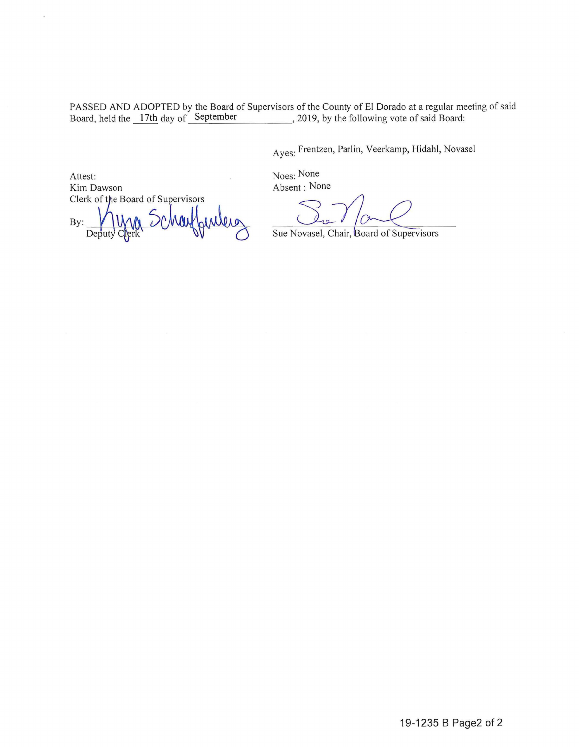PASSED AND ADOPTED by the Board of Supervisors of the County of El Dorado at a regular meeting of said Board, held the 17th day of September, 2019, by the following vote of said Board:

Ayes: Frentzen, Parlin, Veerkamp, Hidahl, Novasel

Noes: None

Absent : None

Attest:
Kim Dawson
Clerk of the Board of Supervisors

By: ______________________
Deputy Clerk

______________________
Sue Novasel, Chair, Board of Supervisors